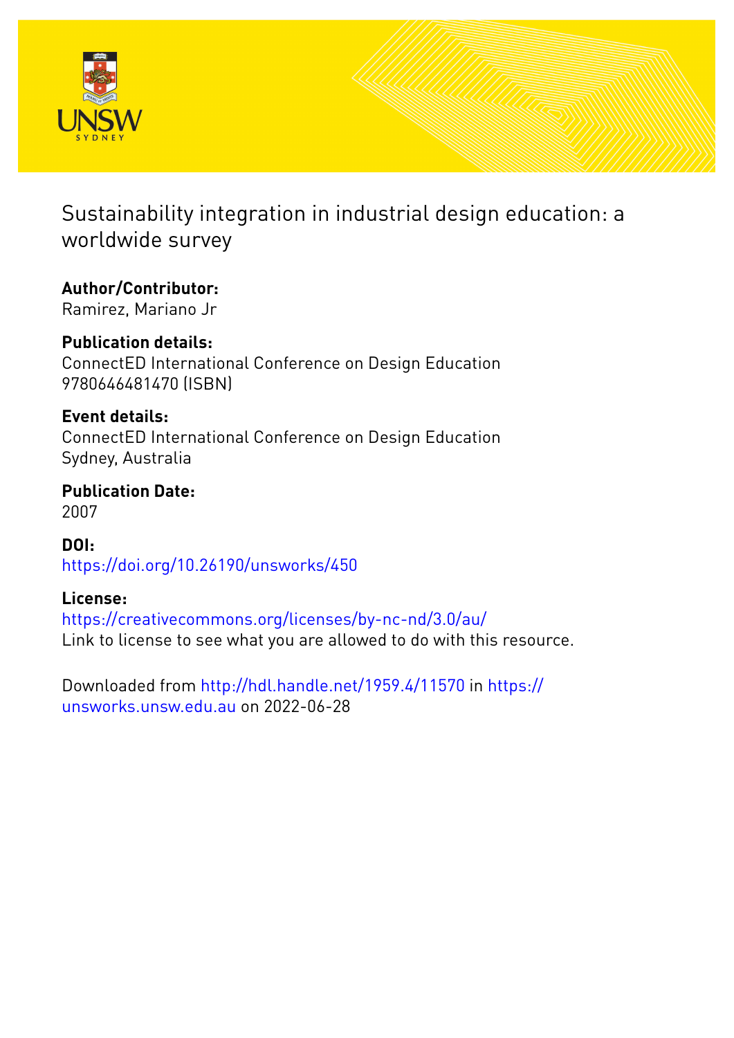# Sustainability integration in industrial design education: a worldwide survey

**Author/Contributor:**
Ramirez, Mariano Jr

**Publication details:**
ConnectED International Conference on Design Education
9780646481470 (ISBN)

**Event details:**
ConnectED International Conference on Design Education
Sydney, Australia

**Publication Date:**
2007

**DOI:**
https://doi.org/10.26190/unsworks/450

**License:**
https://creativecommons.org/licenses/by-nc-nd/3.0/au/
Link to license to see what you are allowed to do with this resource.

Downloaded from http://hdl.handle.net/1959.4/11570 in https://unsworks.unsw.edu.au on 2022-06-28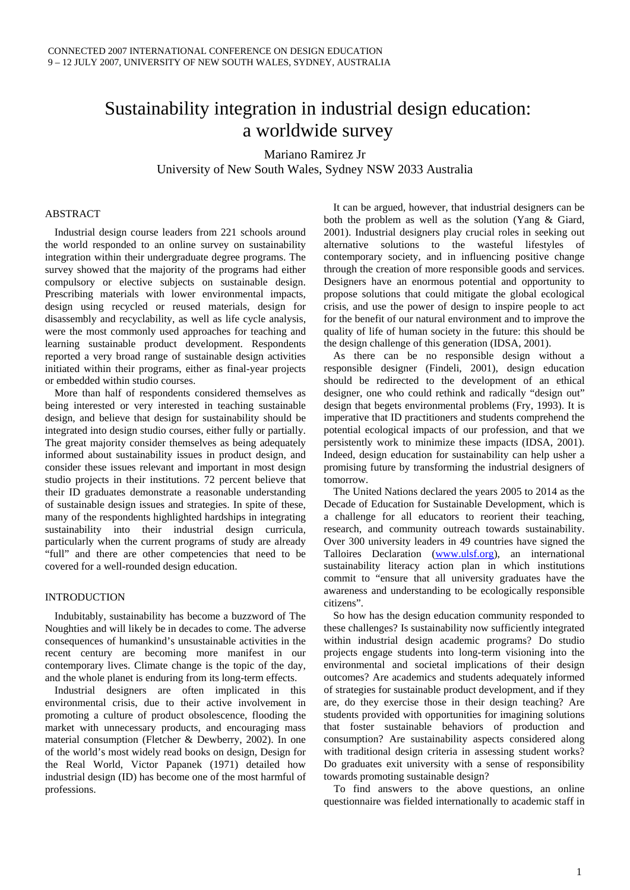# Sustainability integration in industrial design education: a worldwide survey

Mariano Ramirez Jr
University of New South Wales, Sydney NSW 2033 Australia

## ABSTRACT

Industrial design course leaders from 221 schools around the world responded to an online survey on sustainability integration within their undergraduate degree programs. The survey showed that the majority of the programs had either compulsory or elective subjects on sustainable design. Prescribing materials with lower environmental impacts, design using recycled or reused materials, design for disassembly and recyclability, as well as life cycle analysis, were the most commonly used approaches for teaching and learning sustainable product development. Respondents reported a very broad range of sustainable design activities initiated within their programs, either as final-year projects or embedded within studio courses.

More than half of respondents considered themselves as being interested or very interested in teaching sustainable design, and believe that design for sustainability should be integrated into design studio courses, either fully or partially. The great majority consider themselves as being adequately informed about sustainability issues in product design, and consider these issues relevant and important in most design studio projects in their institutions. 72 percent believe that their ID graduates demonstrate a reasonable understanding of sustainable design issues and strategies. In spite of these, many of the respondents highlighted hardships in integrating sustainability into their industrial design curricula, particularly when the current programs of study are already "full" and there are other competencies that need to be covered for a well-rounded design education.

## INTRODUCTION

Indubitably, sustainability has become a buzzword of The Noughties and will likely be in decades to come. The adverse consequences of humankind's unsustainable activities in the recent century are becoming more manifest in our contemporary lives. Climate change is the topic of the day, and the whole planet is enduring from its long-term effects.

Industrial designers are often implicated in this environmental crisis, due to their active involvement in promoting a culture of product obsolescence, flooding the market with unnecessary products, and encouraging mass material consumption (Fletcher & Dewberry, 2002). In one of the world's most widely read books on design, Design for the Real World, Victor Papanek (1971) detailed how industrial design (ID) has become one of the most harmful of professions.

It can be argued, however, that industrial designers can be both the problem as well as the solution (Yang & Giard, 2001). Industrial designers play crucial roles in seeking out alternative solutions to the wasteful lifestyles of contemporary society, and in influencing positive change through the creation of more responsible goods and services. Designers have an enormous potential and opportunity to propose solutions that could mitigate the global ecological crisis, and use the power of design to inspire people to act for the benefit of our natural environment and to improve the quality of life of human society in the future: this should be the design challenge of this generation (IDSA, 2001).

As there can be no responsible design without a responsible designer (Findeli, 2001), design education should be redirected to the development of an ethical designer, one who could rethink and radically "design out" design that begets environmental problems (Fry, 1993). It is imperative that ID practitioners and students comprehend the potential ecological impacts of our profession, and that we persistently work to minimize these impacts (IDSA, 2001). Indeed, design education for sustainability can help usher a promising future by transforming the industrial designers of tomorrow.

The United Nations declared the years 2005 to 2014 as the Decade of Education for Sustainable Development, which is a challenge for all educators to reorient their teaching, research, and community outreach towards sustainability. Over 300 university leaders in 49 countries have signed the Talloires Declaration (www.ulsf.org), an international sustainability literacy action plan in which institutions commit to "ensure that all university graduates have the awareness and understanding to be ecologically responsible citizens".

So how has the design education community responded to these challenges? Is sustainability now sufficiently integrated within industrial design academic programs? Do studio projects engage students into long-term visioning into the environmental and societal implications of their design outcomes? Are academics and students adequately informed of strategies for sustainable product development, and if they are, do they exercise those in their design teaching? Are students provided with opportunities for imagining solutions that foster sustainable behaviors of production and consumption? Are sustainability aspects considered along with traditional design criteria in assessing student works? Do graduates exit university with a sense of responsibility towards promoting sustainable design?

To find answers to the above questions, an online questionnaire was fielded internationally to academic staff in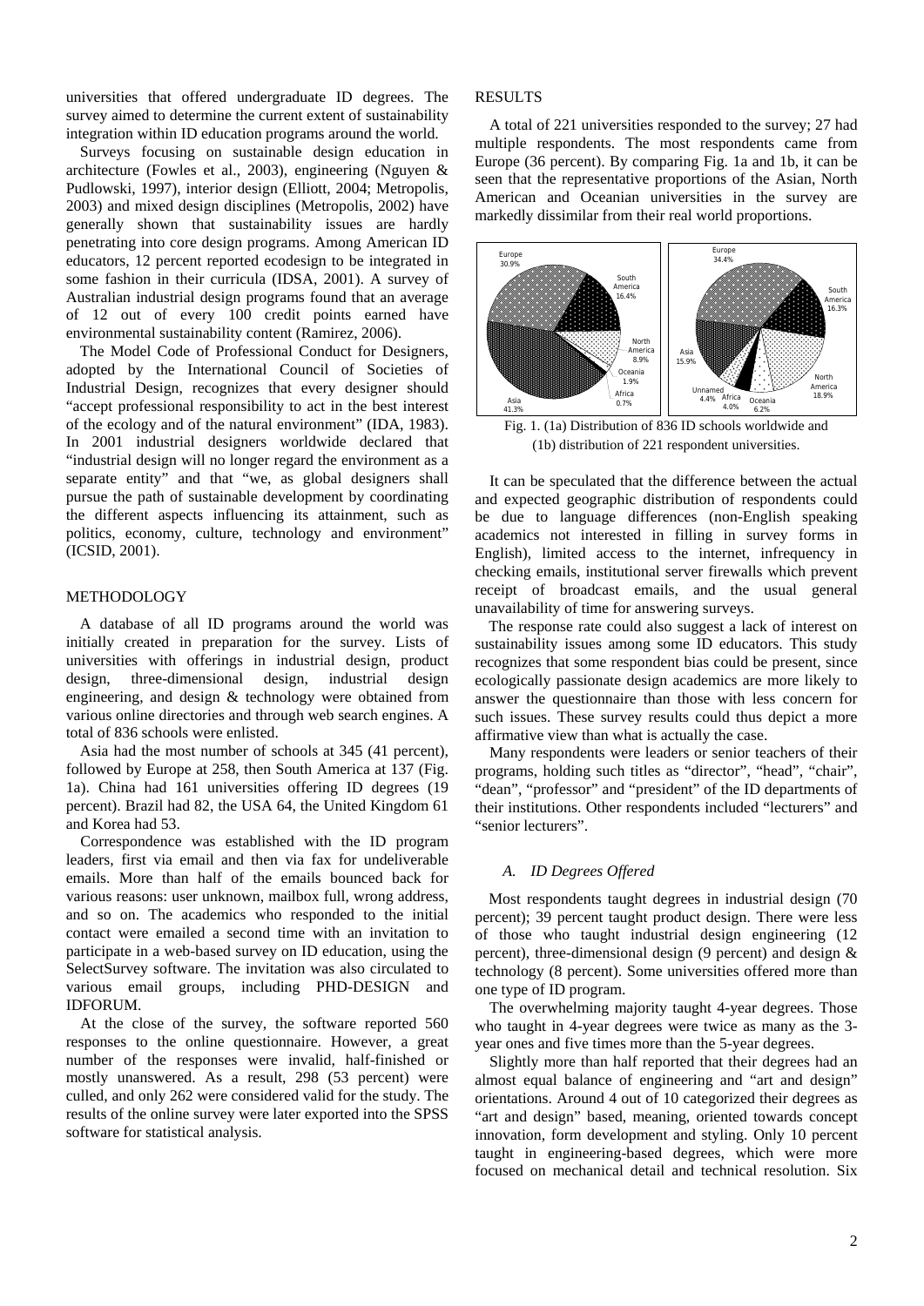universities that offered undergraduate ID degrees. The survey aimed to determine the current extent of sustainability integration within ID education programs around the world.

Surveys focusing on sustainable design education in architecture (Fowles et al., 2003), engineering (Nguyen & Pudlowski, 1997), interior design (Elliott, 2004; Metropolis, 2003) and mixed design disciplines (Metropolis, 2002) have generally shown that sustainability issues are hardly penetrating into core design programs. Among American ID educators, 12 percent reported ecodesign to be integrated in some fashion in their curricula (IDSA, 2001). A survey of Australian industrial design programs found that an average of 12 out of every 100 credit points earned have environmental sustainability content (Ramirez, 2006).

The Model Code of Professional Conduct for Designers, adopted by the International Council of Societies of Industrial Design, recognizes that every designer should "accept professional responsibility to act in the best interest of the ecology and of the natural environment" (IDA, 1983). In 2001 industrial designers worldwide declared that "industrial design will no longer regard the environment as a separate entity" and that "we, as global designers shall pursue the path of sustainable development by coordinating the different aspects influencing its attainment, such as politics, economy, culture, technology and environment" (ICSID, 2001).

## METHODOLOGY

A database of all ID programs around the world was initially created in preparation for the survey. Lists of universities with offerings in industrial design, product design, three-dimensional design, industrial design engineering, and design & technology were obtained from various online directories and through web search engines. A total of 836 schools were enlisted.

Asia had the most number of schools at 345 (41 percent), followed by Europe at 258, then South America at 137 (Fig. 1a). China had 161 universities offering ID degrees (19 percent). Brazil had 82, the USA 64, the United Kingdom 61 and Korea had 53.

Correspondence was established with the ID program leaders, first via email and then via fax for undeliverable emails. More than half of the emails bounced back for various reasons: user unknown, mailbox full, wrong address, and so on. The academics who responded to the initial contact were emailed a second time with an invitation to participate in a web-based survey on ID education, using the SelectSurvey software. The invitation was also circulated to various email groups, including PHD-DESIGN and IDFORUM.

At the close of the survey, the software reported 560 responses to the online questionnaire. However, a great number of the responses were invalid, half-finished or mostly unanswered. As a result, 298 (53 percent) were culled, and only 262 were considered valid for the study. The results of the online survey were later exported into the SPSS software for statistical analysis.

## RESULTS

A total of 221 universities responded to the survey; 27 had multiple respondents. The most respondents came from Europe (36 percent). By comparing Fig. 1a and 1b, it can be seen that the representative proportions of the Asian, North American and Oceanian universities in the survey are markedly dissimilar from their real world proportions.

Fig. 1. (1a) Distribution of 836 ID schools worldwide and (1b) distribution of 221 respondent universities.

It can be speculated that the difference between the actual and expected geographic distribution of respondents could be due to language differences (non-English speaking academics not interested in filling in survey forms in English), limited access to the internet, infrequency in checking emails, institutional server firewalls which prevent receipt of broadcast emails, and the usual general unavailability of time for answering surveys.

The response rate could also suggest a lack of interest on sustainability issues among some ID educators. This study recognizes that some respondent bias could be present, since ecologically passionate design academics are more likely to answer the questionnaire than those with less concern for such issues. These survey results could thus depict a more affirmative view than what is actually the case.

Many respondents were leaders or senior teachers of their programs, holding such titles as "director", "head", "chair", "dean", "professor" and "president" of the ID departments of their institutions. Other respondents included "lecturers" and "senior lecturers".

### *A. ID Degrees Offered*

Most respondents taught degrees in industrial design (70 percent); 39 percent taught product design. There were less of those who taught industrial design engineering (12 percent), three-dimensional design (9 percent) and design & technology (8 percent). Some universities offered more than one type of ID program.

The overwhelming majority taught 4-year degrees. Those who taught in 4-year degrees were twice as many as the 3-year ones and five times more than the 5-year degrees.

Slightly more than half reported that their degrees had an almost equal balance of engineering and "art and design" orientations. Around 4 out of 10 categorized their degrees as "art and design" based, meaning, oriented towards concept innovation, form development and styling. Only 10 percent taught in engineering-based degrees, which were more focused on mechanical detail and technical resolution. Six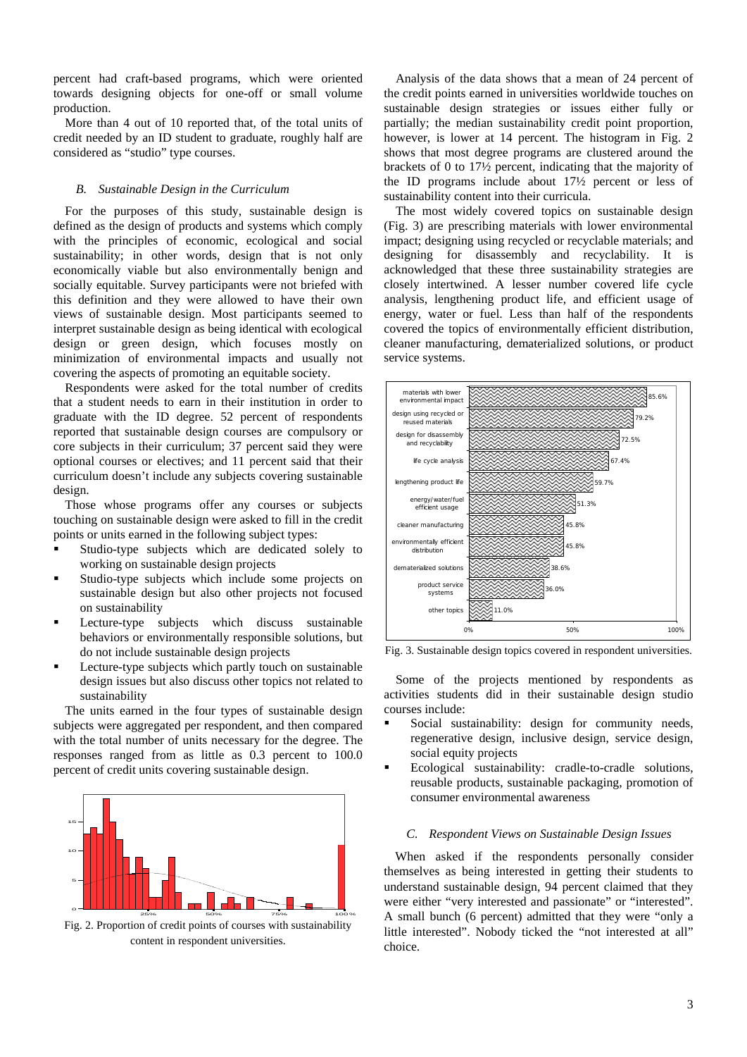percent had craft-based programs, which were oriented towards designing objects for one-off or small volume production.

More than 4 out of 10 reported that, of the total units of credit needed by an ID student to graduate, roughly half are considered as "studio" type courses.

### *B. Sustainable Design in the Curriculum*

For the purposes of this study, sustainable design is defined as the design of products and systems which comply with the principles of economic, ecological and social sustainability; in other words, design that is not only economically viable but also environmentally benign and socially equitable. Survey participants were not briefed with this definition and they were allowed to have their own views of sustainable design. Most participants seemed to interpret sustainable design as being identical with ecological design or green design, which focuses mostly on minimization of environmental impacts and usually not covering the aspects of promoting an equitable society.

Respondents were asked for the total number of credits that a student needs to earn in their institution in order to graduate with the ID degree. 52 percent of respondents reported that sustainable design courses are compulsory or core subjects in their curriculum; 37 percent said they were optional courses or electives; and 11 percent said that their curriculum doesn't include any subjects covering sustainable design.

Those whose programs offer any courses or subjects touching on sustainable design were asked to fill in the credit points or units earned in the following subject types:

- Studio-type subjects which are dedicated solely to working on sustainable design projects
- Studio-type subjects which include some projects on sustainable design but also other projects not focused on sustainability
- Lecture-type subjects which discuss sustainable behaviors or environmentally responsible solutions, but do not include sustainable design projects
- Lecture-type subjects which partly touch on sustainable design issues but also discuss other topics not related to sustainability

The units earned in the four types of sustainable design subjects were aggregated per respondent, and then compared with the total number of units necessary for the degree. The responses ranged from as little as 0.3 percent to 100.0 percent of credit units covering sustainable design.

Fig. 2. Proportion of credit points of courses with sustainability content in respondent universities.

Analysis of the data shows that a mean of 24 percent of the credit points earned in universities worldwide touches on sustainable design strategies or issues either fully or partially; the median sustainability credit point proportion, however, is lower at 14 percent. The histogram in Fig. 2 shows that most degree programs are clustered around the brackets of 0 to 17½ percent, indicating that the majority of the ID programs include about 17½ percent or less of sustainability content into their curricula.

The most widely covered topics on sustainable design (Fig. 3) are prescribing materials with lower environmental impact; designing using recycled or recyclable materials; and designing for disassembly and recyclability. It is acknowledged that these three sustainability strategies are closely intertwined. A lesser number covered life cycle analysis, lengthening product life, and efficient usage of energy, water or fuel. Less than half of the respondents covered the topics of environmentally efficient distribution, cleaner manufacturing, dematerialized solutions, or product service systems.

Fig. 3. Sustainable design topics covered in respondent universities.

Some of the projects mentioned by respondents as activities students did in their sustainable design studio courses include:

- Social sustainability: design for community needs, regenerative design, inclusive design, service design, social equity projects
- Ecological sustainability: cradle-to-cradle solutions, reusable products, sustainable packaging, promotion of consumer environmental awareness

### *C. Respondent Views on Sustainable Design Issues*

When asked if the respondents personally consider themselves as being interested in getting their students to understand sustainable design, 94 percent claimed that they were either "very interested and passionate" or "interested". A small bunch (6 percent) admitted that they were "only a little interested". Nobody ticked the "not interested at all" choice.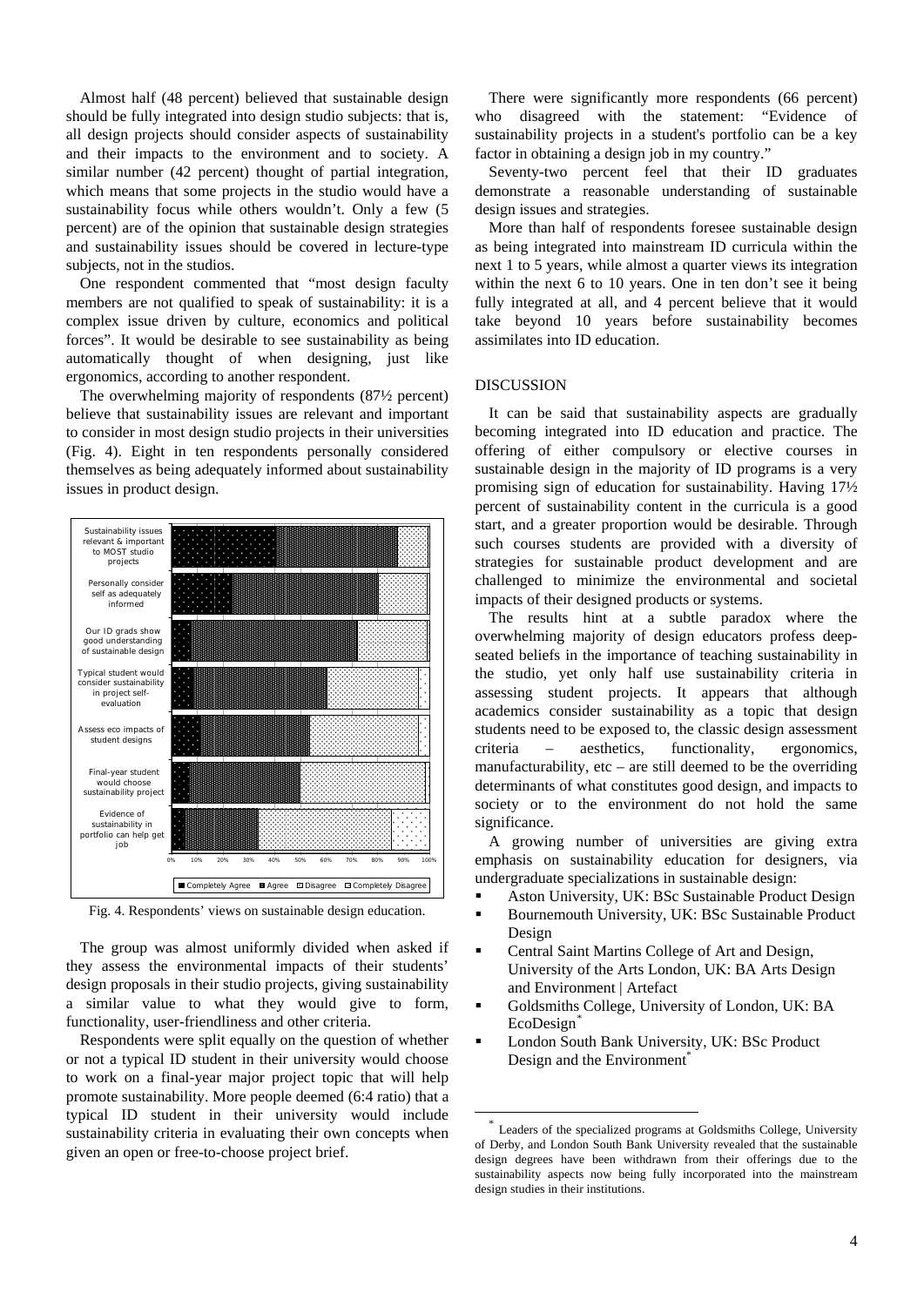Almost half (48 percent) believed that sustainable design should be fully integrated into design studio subjects: that is, all design projects should consider aspects of sustainability and their impacts to the environment and to society. A similar number (42 percent) thought of partial integration, which means that some projects in the studio would have a sustainability focus while others wouldn't. Only a few (5 percent) are of the opinion that sustainable design strategies and sustainability issues should be covered in lecture-type subjects, not in the studios.

One respondent commented that "most design faculty members are not qualified to speak of sustainability: it is a complex issue driven by culture, economics and political forces". It would be desirable to see sustainability as being automatically thought of when designing, just like ergonomics, according to another respondent.

The overwhelming majority of respondents (87½ percent) believe that sustainability issues are relevant and important to consider in most design studio projects in their universities (Fig. 4). Eight in ten respondents personally considered themselves as being adequately informed about sustainability issues in product design.

Fig. 4. Respondents' views on sustainable design education.

The group was almost uniformly divided when asked if they assess the environmental impacts of their students' design proposals in their studio projects, giving sustainability a similar value to what they would give to form, functionality, user-friendliness and other criteria.

Respondents were split equally on the question of whether or not a typical ID student in their university would choose to work on a final-year major project topic that will help promote sustainability. More people deemed (6:4 ratio) that a typical ID student in their university would include sustainability criteria in evaluating their own concepts when given an open or free-to-choose project brief.

There were significantly more respondents (66 percent) who disagreed with the statement: "Evidence of sustainability projects in a student's portfolio can be a key factor in obtaining a design job in my country."

Seventy-two percent feel that their ID graduates demonstrate a reasonable understanding of sustainable design issues and strategies.

More than half of respondents foresee sustainable design as being integrated into mainstream ID curricula within the next 1 to 5 years, while almost a quarter views its integration within the next 6 to 10 years. One in ten don't see it being fully integrated at all, and 4 percent believe that it would take beyond 10 years before sustainability becomes assimilates into ID education.

## DISCUSSION

It can be said that sustainability aspects are gradually becoming integrated into ID education and practice. The offering of either compulsory or elective courses in sustainable design in the majority of ID programs is a very promising sign of education for sustainability. Having 17½ percent of sustainability content in the curricula is a good start, and a greater proportion would be desirable. Through such courses students are provided with a diversity of strategies for sustainable product development and are challenged to minimize the environmental and societal impacts of their designed products or systems.

The results hint at a subtle paradox where the overwhelming majority of design educators profess deep-seated beliefs in the importance of teaching sustainability in the studio, yet only half use sustainability criteria in assessing student projects. It appears that although academics consider sustainability as a topic that design students need to be exposed to, the classic design assessment criteria – aesthetics, functionality, ergonomics, manufacturability, etc – are still deemed to be the overriding determinants of what constitutes good design, and impacts to society or to the environment do not hold the same significance.

A growing number of universities are giving extra emphasis on sustainability education for designers, via undergraduate specializations in sustainable design:

- Aston University, UK: BSc Sustainable Product Design
- Bournemouth University, UK: BSc Sustainable Product Design
- Central Saint Martins College of Art and Design, University of the Arts London, UK: BA Arts Design and Environment | Artefact
- Goldsmiths College, University of London, UK: BA EcoDesign*
- London South Bank University, UK: BSc Product Design and the Environment*

* Leaders of the specialized programs at Goldsmiths College, University of Derby, and London South Bank University revealed that the sustainable design degrees have been withdrawn from their offerings due to the sustainability aspects now being fully incorporated into the mainstream design studies in their institutions.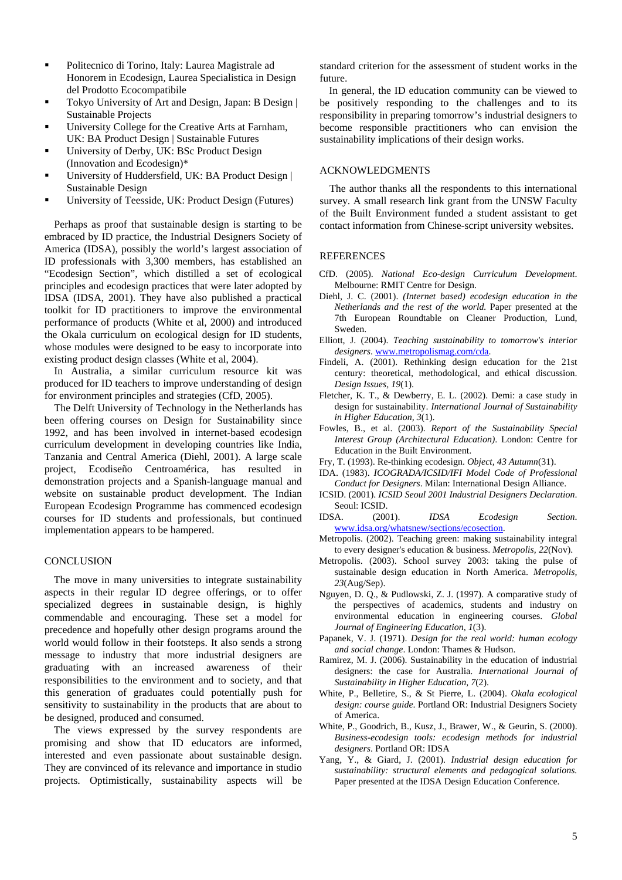- Politecnico di Torino, Italy: Laurea Magistrale ad Honorem in Ecodesign, Laurea Specialistica in Design del Prodotto Ecocompatibile
- Tokyo University of Art and Design, Japan: B Design | Sustainable Projects
- University College for the Creative Arts at Farnham, UK: BA Product Design | Sustainable Futures
- University of Derby, UK: BSc Product Design (Innovation and Ecodesign)*
- University of Huddersfield, UK: BA Product Design | Sustainable Design
- University of Teesside, UK: Product Design (Futures)

Perhaps as proof that sustainable design is starting to be embraced by ID practice, the Industrial Designers Society of America (IDSA), possibly the world's largest association of ID professionals with 3,300 members, has established an "Ecodesign Section", which distilled a set of ecological principles and ecodesign practices that were later adopted by IDSA (IDSA, 2001). They have also published a practical toolkit for ID practitioners to improve the environmental performance of products (White et al, 2000) and introduced the Okala curriculum on ecological design for ID students, whose modules were designed to be easy to incorporate into existing product design classes (White et al, 2004).

In Australia, a similar curriculum resource kit was produced for ID teachers to improve understanding of design for environment principles and strategies (CfD, 2005).

The Delft University of Technology in the Netherlands has been offering courses on Design for Sustainability since 1992, and has been involved in internet-based ecodesign curriculum development in developing countries like India, Tanzania and Central America (Diehl, 2001). A large scale project, Ecodiseño Centroamérica, has resulted in demonstration projects and a Spanish-language manual and website on sustainable product development. The Indian European Ecodesign Programme has commenced ecodesign courses for ID students and professionals, but continued implementation appears to be hampered.

## CONCLUSION

The move in many universities to integrate sustainability aspects in their regular ID degree offerings, or to offer specialized degrees in sustainable design, is highly commendable and encouraging. These set a model for precedence and hopefully other design programs around the world would follow in their footsteps. It also sends a strong message to industry that more industrial designers are graduating with an increased awareness of their responsibilities to the environment and to society, and that this generation of graduates could potentially push for sensitivity to sustainability in the products that are about to be designed, produced and consumed.

The views expressed by the survey respondents are promising and show that ID educators are informed, interested and even passionate about sustainable design. They are convinced of its relevance and importance in studio projects. Optimistically, sustainability aspects will be standard criterion for the assessment of student works in the future.

In general, the ID education community can be viewed to be positively responding to the challenges and to its responsibility in preparing tomorrow's industrial designers to become responsible practitioners who can envision the sustainability implications of their design works.

## ACKNOWLEDGMENTS

The author thanks all the respondents to this international survey. A small research link grant from the UNSW Faculty of the Built Environment funded a student assistant to get contact information from Chinese-script university websites.

## REFERENCES

CfD. (2005). *National Eco-design Curriculum Development*. Melbourne: RMIT Centre for Design.

Diehl, J. C. (2001). *(Internet based) ecodesign education in the Netherlands and the rest of the world.* Paper presented at the 7th European Roundtable on Cleaner Production, Lund, Sweden.

Elliott, J. (2004). *Teaching sustainability to tomorrow's interior designers*. www.metropolismag.com/cda.

Findeli, A. (2001). Rethinking design education for the 21st century: theoretical, methodological, and ethical discussion. *Design Issues, 19*(1).

Fletcher, K. T., & Dewberry, E. L. (2002). Demi: a case study in design for sustainability. *International Journal of Sustainability in Higher Education, 3*(1).

Fowles, B., et al. (2003). *Report of the Sustainability Special Interest Group (Architectural Education)*. London: Centre for Education in the Built Environment.

Fry, T. (1993). Re-thinking ecodesign. *Object, 43 Autumn*(31).

IDA. (1983). *ICOGRADA/ICSID/IFI Model Code of Professional Conduct for Designers*. Milan: International Design Alliance.

ICSID. (2001). *ICSID Seoul 2001 Industrial Designers Declaration*. Seoul: ICSID.

IDSA. (2001). *IDSA Ecodesign Section*. www.idsa.org/whatsnew/sections/ecosection.

Metropolis. (2002). Teaching green: making sustainability integral to every designer's education & business. *Metropolis, 22*(Nov).

Metropolis. (2003). School survey 2003: taking the pulse of sustainable design education in North America. *Metropolis, 23*(Aug/Sep).

Nguyen, D. Q., & Pudlowski, Z. J. (1997). A comparative study of the perspectives of academics, students and industry on environmental education in engineering courses. *Global Journal of Engineering Education, 1*(3).

Papanek, V. J. (1971). *Design for the real world: human ecology and social change*. London: Thames & Hudson.

Ramirez, M. J. (2006). Sustainability in the education of industrial designers: the case for Australia. *International Journal of Sustainability in Higher Education, 7*(2).

White, P., Belletire, S., & St Pierre, L. (2004). *Okala ecological design: course guide*. Portland OR: Industrial Designers Society of America.

White, P., Goodrich, B., Kusz, J., Brawer, W., & Geurin, S. (2000). *Business-ecodesign tools: ecodesign methods for industrial designers*. Portland OR: IDSA

Yang, Y., & Giard, J. (2001). *Industrial design education for sustainability: structural elements and pedagogical solutions.* Paper presented at the IDSA Design Education Conference.